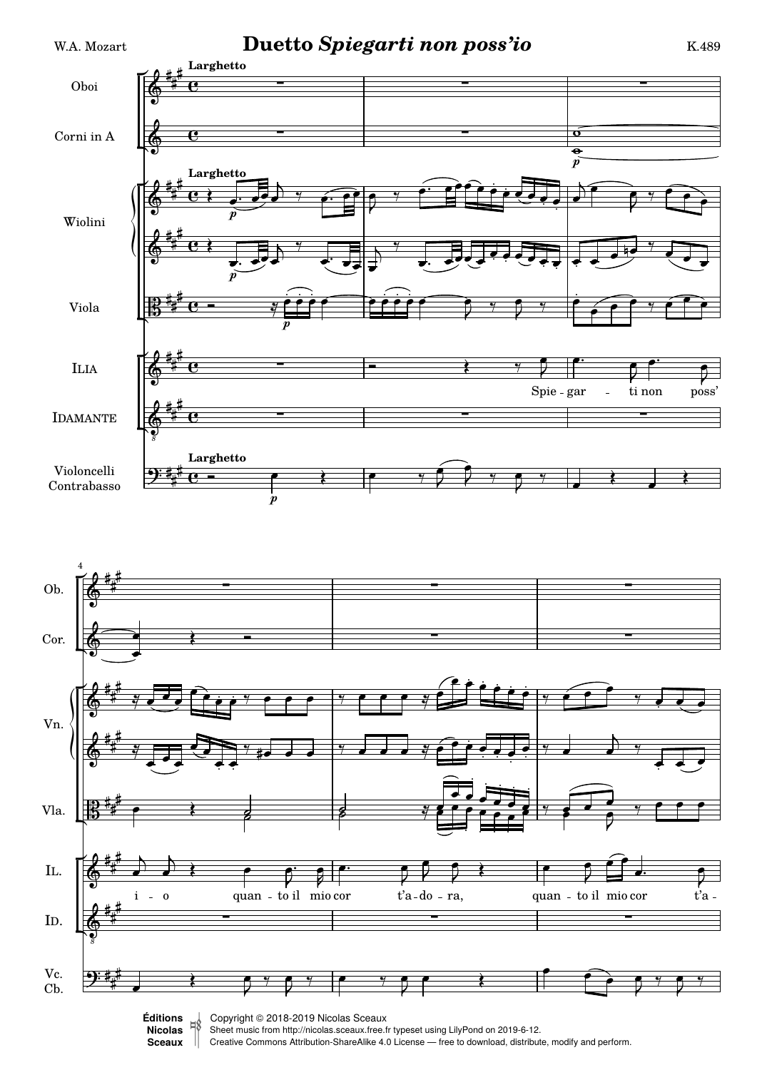W.A. Mozart

# Duetto *Spiegarti non poss'io*

K.489

**Larghetto**

Oboi

Corni in A

Wiolini

Viola

Ilia

Idamante

Violoncelli Contrabasso

Spie - gar - ti non poss' i - o quan - to il mio cor t'a - do - ra, quan - to il mio cor t'a -

Éditions Nicolas Sceaux

Copyright © 2018-2019 Nicolas Sceaux

Sheet music from http://nicolas.sceaux.free.fr typeset using LilyPond on 2019-6-12.

Creative Commons Attribution-ShareAlike 4.0 License — free to download, distribute, modify and perform.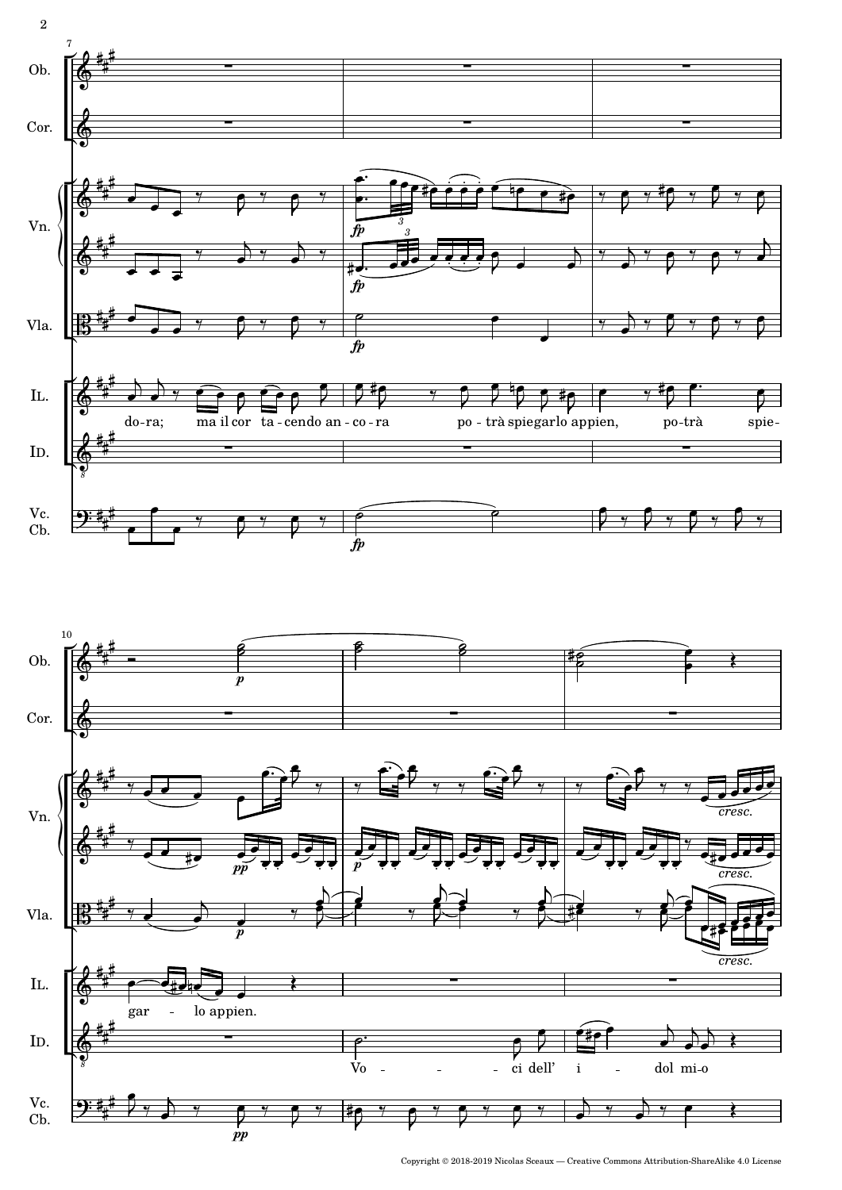Ob.

Cor.

Vn.

Vla.

IL.

do-ra; ma il cor ta-cendo an-co-ra po-trà spiegarlo appien, po-trà spie- gar - lo appien.

ID.

Vo - - - ci dell' i - dol mi-o

Vc. Cb.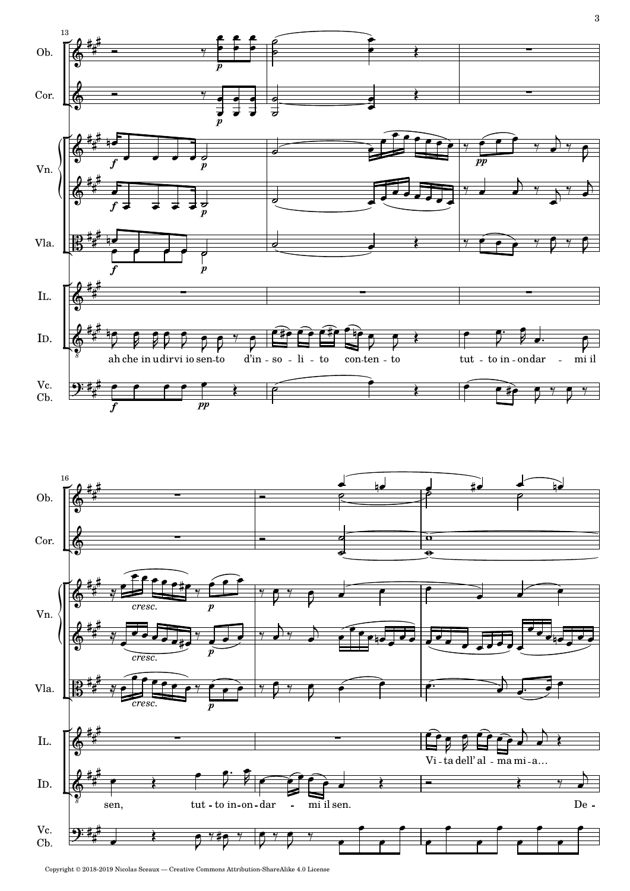Ob.

Cor.

Vn.

Vla.

IL.

ID.

ah che in udirvi io sen-to d'in - so - li - to con-ten - to tut - to in - ondar - mi il

Vc. Cb.

Ob.

Cor.

Vn.

Vla.

IL.

Vi - ta dell' al - ma mi - a...

ID.

sen, tut - to in - on - dar - mi il sen. De -

Vc. Cb.

Copyright © 2018-2019 Nicolas Sceaux — Creative Commons Attribution-ShareAlike 4.0 License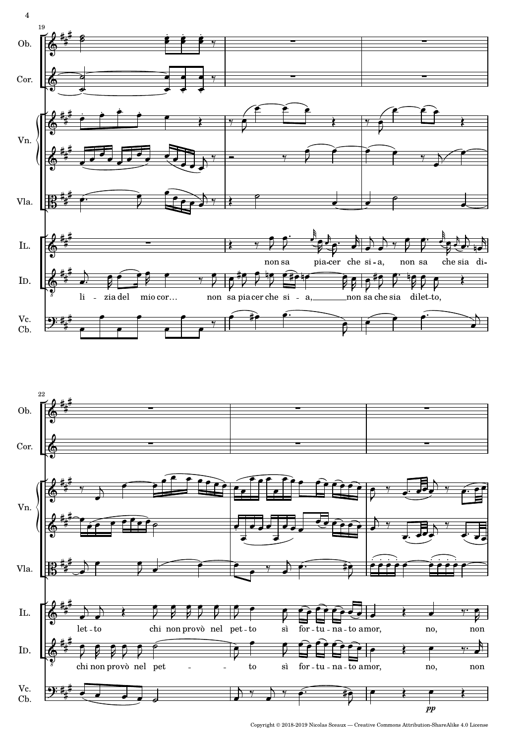Ob.

Cor.

Vn.

Vla.

IL.

ID.

Vc. Cb.

19

IL.: non sa pia-cer che si-a, non sa che sia di-

ID.: li - zia del mio cor… non sa pia-cer che si - a, non sa che sia dilet-to,

22

IL.: let-to chi non provò nel pet-to sì for-tu-na-to amor, no, non

ID.: chi non provò nel pet - - to sì for-tu-na-to amor, no, non

*pp*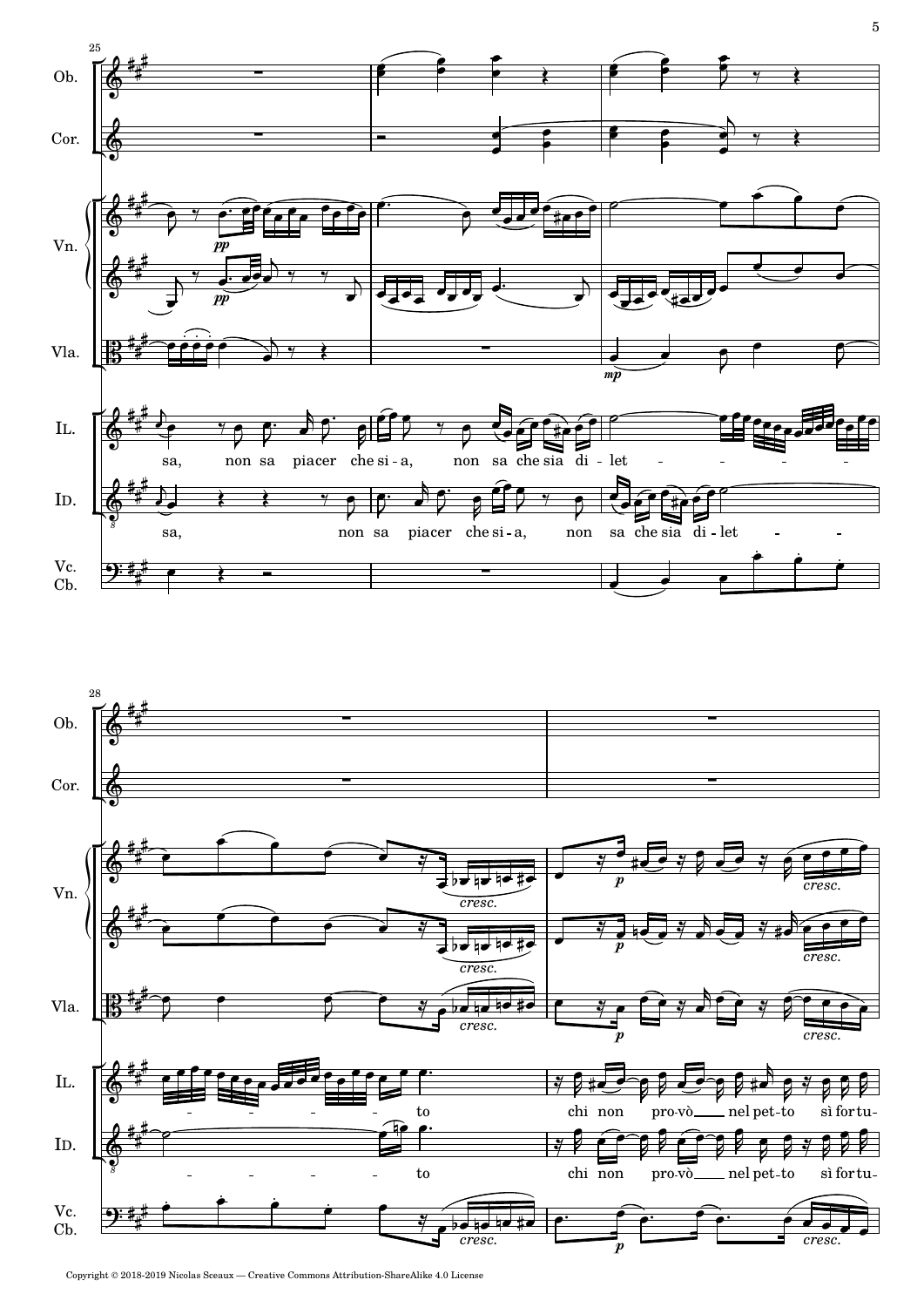25

Ob.

Cor.

Vn.

Vla.

IL.

sa, non sa piacer che si - a, non sa che sia di - let - - - -

ID.

sa, non sa piacer che si - a, non sa che sia di - let - -

Vc. Cb.

*pp* *pp* *mp*

28

Ob.

Cor.

Vn.

Vla.

IL.

- - - - - to chi non pro - vò nel pet - to sì for - tu -

ID.

- - - - - to chi non pro - vò nel pet - to sì for - tu -

Vc. Cb.

*cresc.* *p* *cresc.*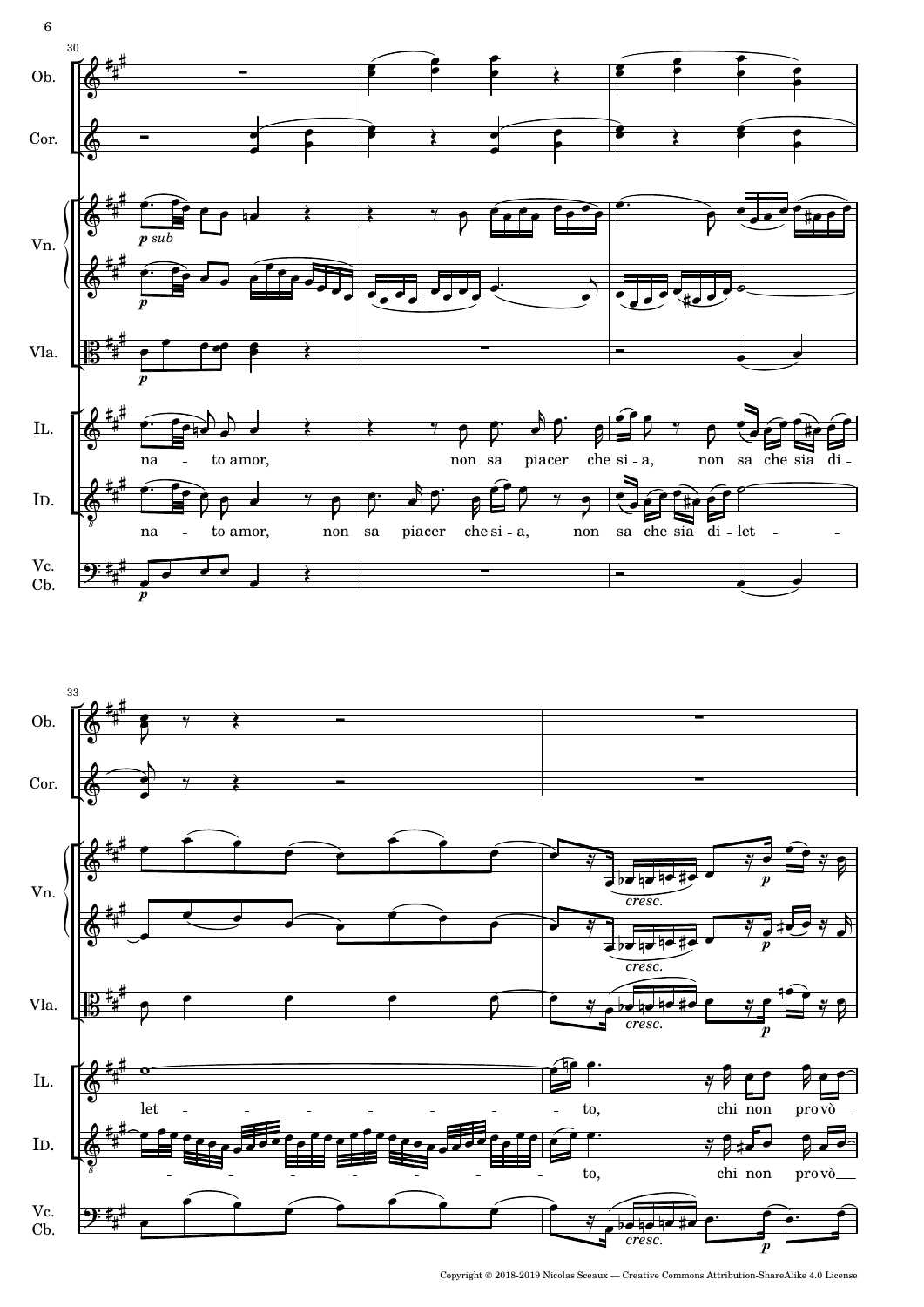Ob.

Cor.

Vn.

Vla.

IL.

na - to amor, non sa piacer che si - a, non sa che sia di -

ID.

na - to amor, non sa piacer che si - a, non sa che sia di - let - -

Vc. Cb.

Ob.

Cor.

Vn.

Vla.

IL.

let - - - - - - - - to, chi non pro vò

ID.

- - - - - - - - to, chi non pro vò

Vc. Cb.

Copyright © 2018-2019 Nicolas Sceaux — Creative Commons Attribution-ShareAlike 4.0 License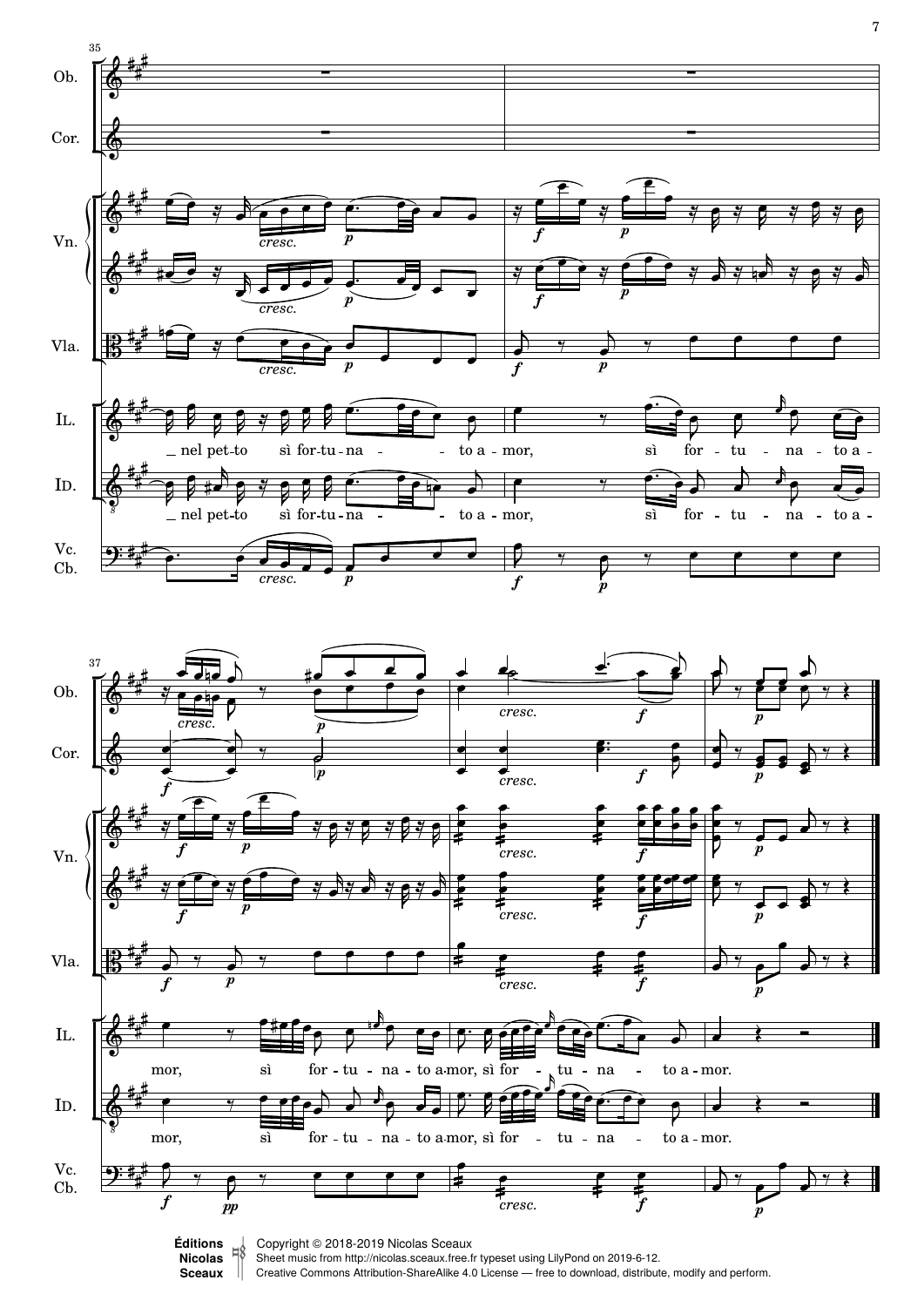nel pet-to sì for-tu-na - to a - mor, sì for - tu - na - to a -

mor, sì for - tu - na - to a-mor, sì for - tu - na - to a - mor.